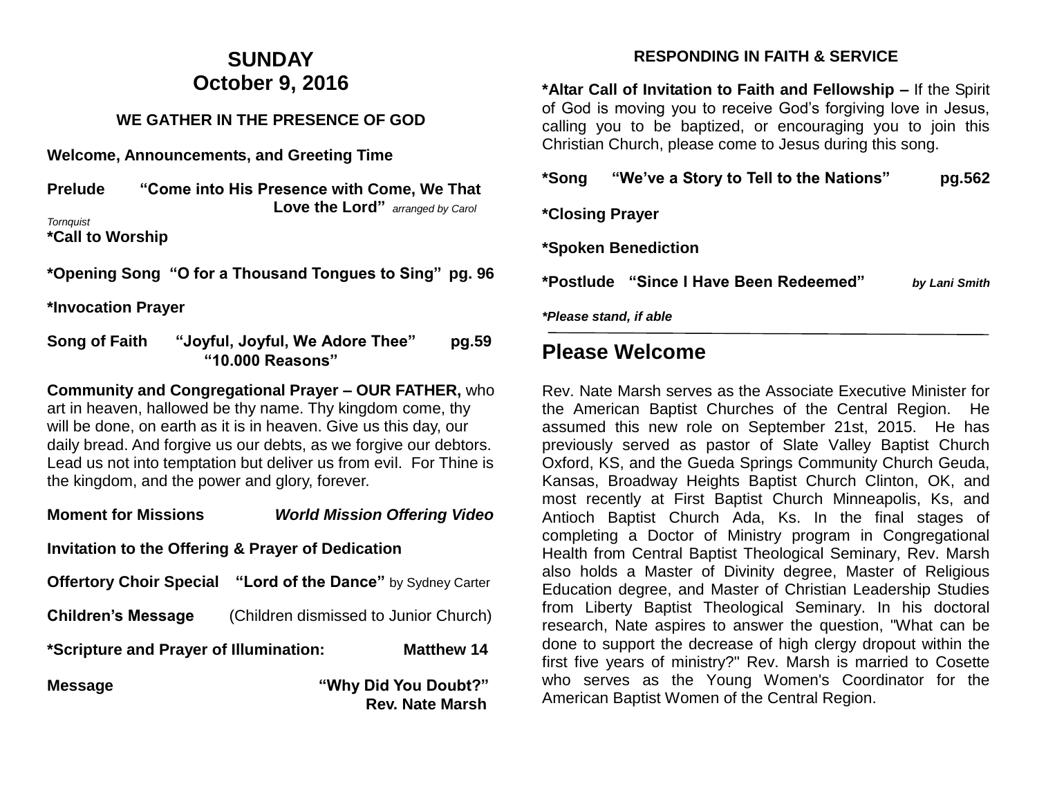# SUNDAY
# October 9, 2016

### WE GATHER IN THE PRESENCE OF GOD

**Welcome, Announcements, and Greeting Time**

**Prelude** **"Come into His Presence with Come, We That Love the Lord"** *arranged by Carol Tornquist*

**\*Call to Worship**

**\*Opening Song "O for a Thousand Tongues to Sing" pg. 96**

**\*Invocation Prayer**

**Song of Faith** **"Joyful, Joyful, We Adore Thee"** **pg.59**
**"10.000 Reasons"**

**Community and Congregational Prayer – OUR FATHER,** who art in heaven, hallowed be thy name. Thy kingdom come, thy will be done, on earth as it is in heaven. Give us this day, our daily bread. And forgive us our debts, as we forgive our debtors. Lead us not into temptation but deliver us from evil. For Thine is the kingdom, and the power and glory, forever.

**Moment for Missions** ***World Mission Offering Video***

**Invitation to the Offering & Prayer of Dedication**

**Offertory Choir Special** **"Lord of the Dance"** by Sydney Carter

**Children's Message** (Children dismissed to Junior Church)

**\*Scripture and Prayer of Illumination:** **Matthew 14**

**Message** **"Why Did You Doubt?"**
**Rev. Nate Marsh**

### RESPONDING IN FAITH & SERVICE

**\*Altar Call of Invitation to Faith and Fellowship –** If the Spirit of God is moving you to receive God's forgiving love in Jesus, calling you to be baptized, or encouraging you to join this Christian Church, please come to Jesus during this song.

**\*Song** **"We've a Story to Tell to the Nations"** **pg.562**

**\*Closing Prayer**

**\*Spoken Benediction**

**\*Postlude "Since I Have Been Redeemed"** ***by Lani Smith***

***\*Please stand, if able***

---

## Please Welcome

Rev. Nate Marsh serves as the Associate Executive Minister for the American Baptist Churches of the Central Region. He assumed this new role on September 21st, 2015. He has previously served as pastor of Slate Valley Baptist Church Oxford, KS, and the Gueda Springs Community Church Geuda, Kansas, Broadway Heights Baptist Church Clinton, OK, and most recently at First Baptist Church Minneapolis, Ks, and Antioch Baptist Church Ada, Ks. In the final stages of completing a Doctor of Ministry program in Congregational Health from Central Baptist Theological Seminary, Rev. Marsh also holds a Master of Divinity degree, Master of Religious Education degree, and Master of Christian Leadership Studies from Liberty Baptist Theological Seminary. In his doctoral research, Nate aspires to answer the question, "What can be done to support the decrease of high clergy dropout within the first five years of ministry?" Rev. Marsh is married to Cosette who serves as the Young Women's Coordinator for the American Baptist Women of the Central Region.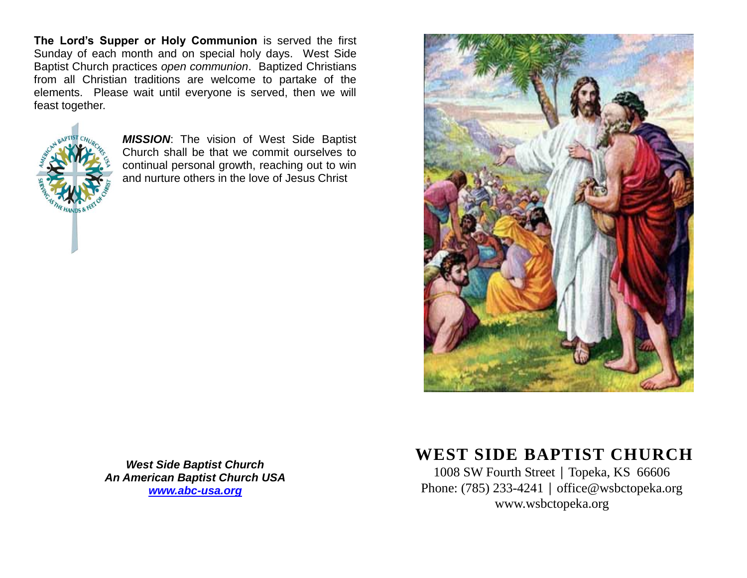**The Lord's Supper or Holy Communion** is served the first Sunday of each month and on special holy days. West Side Baptist Church practices *open communion*. Baptized Christians from all Christian traditions are welcome to partake of the elements. Please wait until everyone is served, then we will feast together.

***MISSION***: The vision of West Side Baptist Church shall be that we commit ourselves to continual personal growth, reaching out to win and nurture others in the love of Jesus Christ

***West Side Baptist Church***
***An American Baptist Church USA***
***[www.abc-usa.org](http://www.abc-usa.org)***

# WEST SIDE BAPTIST CHURCH

1008 SW Fourth Street | Topeka, KS 66606
Phone: (785) 233-4241 | office@wsbctopeka.org
www.wsbctopeka.org